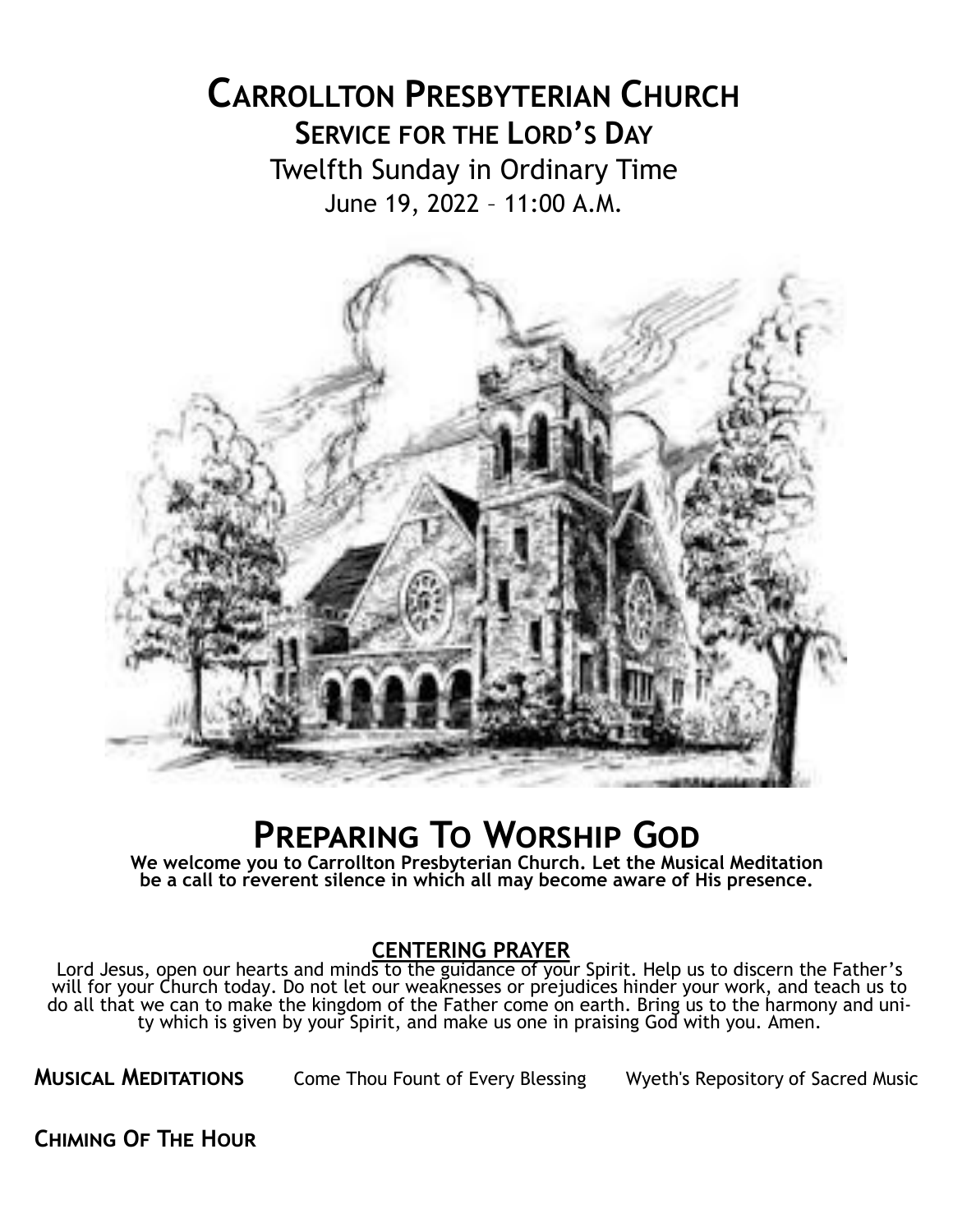# Carrollton Presbyterian Church

## Service for the Lord's Day

Twelfth Sunday in Ordinary Time

June 19, 2022 – 11:00 A.M.

# Preparing To Worship God

**We welcome you to Carrollton Presbyterian Church. Let the Musical Meditation be a call to reverent silence in which all may become aware of His presence.**

**CENTERING PRAYER**

Lord Jesus, open our hearts and minds to the guidance of your Spirit. Help us to discern the Father's will for your Church today. Do not let our weaknesses or prejudices hinder your work, and teach us to do all that we can to make the kingdom of the Father come on earth. Bring us to the harmony and unity which is given by your Spirit, and make us one in praising God with you. Amen.

**Musical Meditations** Come Thou Fount of Every Blessing Wyeth's Repository of Sacred Music

**Chiming Of The Hour**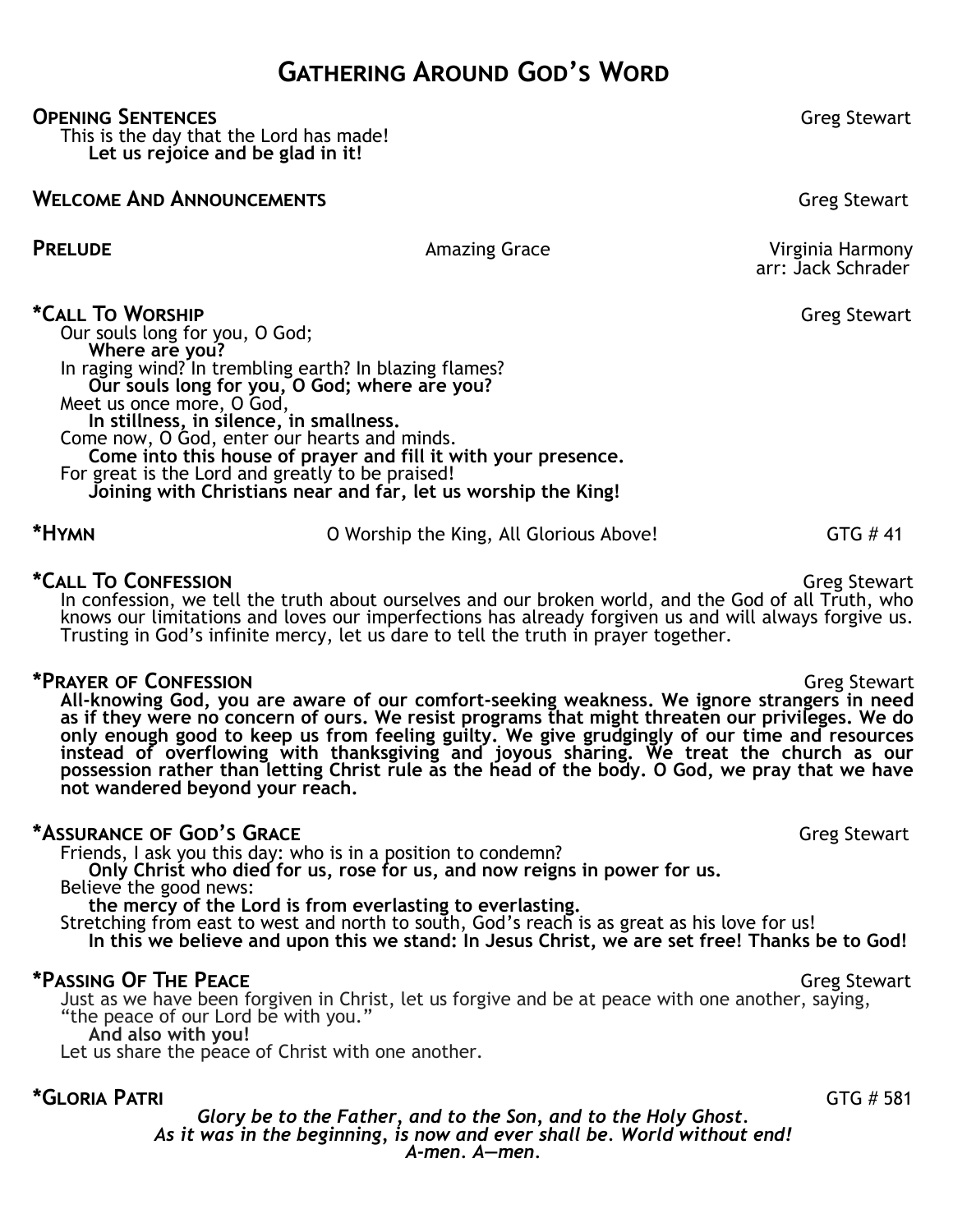# Gathering Around God's Word

**Opening Sentences** Greg Stewart

This is the day that the Lord has made!
**Let us rejoice and be glad in it!**

**Welcome And Announcements** Greg Stewart

**Prelude** Amazing Grace Virginia Harmony
arr: Jack Schrader

***Call To Worship** Greg Stewart

Our souls long for you, O God;
**Where are you?**
In raging wind? In trembling earth? In blazing flames?
**Our souls long for you, O God; where are you?**
Meet us once more, O God,
**In stillness, in silence, in smallness.**
Come now, O God, enter our hearts and minds.
**Come into this house of prayer and fill it with your presence.**
For great is the Lord and greatly to be praised!
**Joining with Christians near and far, let us worship the King!**

***Hymn** O Worship the King, All Glorious Above! GTG # 41

***Call To Confession** Greg Stewart

In confession, we tell the truth about ourselves and our broken world, and the God of all Truth, who knows our limitations and loves our imperfections has already forgiven us and will always forgive us. Trusting in God's infinite mercy, let us dare to tell the truth in prayer together.

***Prayer of Confession** Greg Stewart

**All-knowing God, you are aware of our comfort-seeking weakness. We ignore strangers in need as if they were no concern of ours. We resist programs that might threaten our privileges. We do only enough good to keep us from feeling guilty. We give grudgingly of our time and resources instead of overflowing with thanksgiving and joyous sharing. We treat the church as our possession rather than letting Christ rule as the head of the body. O God, we pray that we have not wandered beyond your reach.**

***Assurance of God's Grace** Greg Stewart

Friends, I ask you this day: who is in a position to condemn?
**Only Christ who died for us, rose for us, and now reigns in power for us.**
Believe the good news:
**the mercy of the Lord is from everlasting to everlasting.**
Stretching from east to west and north to south, God's reach is as great as his love for us!
**In this we believe and upon this we stand: In Jesus Christ, we are set free! Thanks be to God!**

***Passing Of The Peace** Greg Stewart

Just as we have been forgiven in Christ, let us forgive and be at peace with one another, saying, "the peace of our Lord be with you."
**And also with you!**
Let us share the peace of Christ with one another.

***Gloria Patri** GTG # 581

***Glory be to the Father, and to the Son, and to the Holy Ghost.***
***As it was in the beginning, is now and ever shall be. World without end!***
***A-men. A—men.***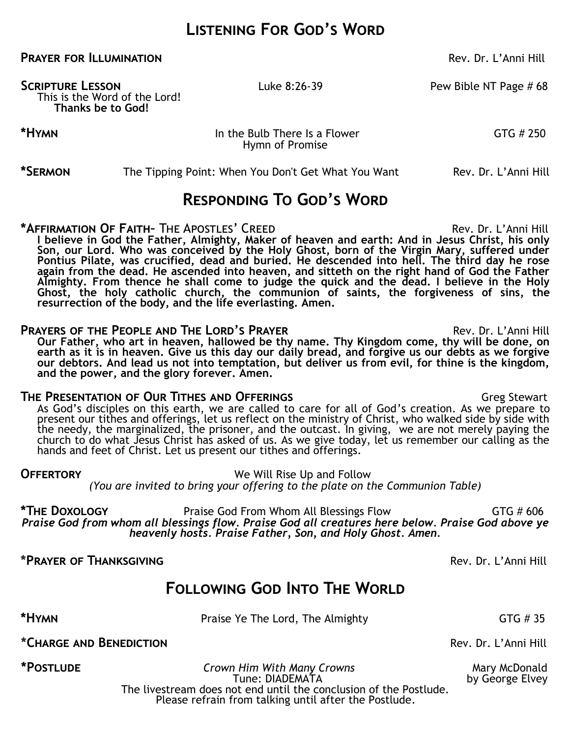## Listening For God's Word

**Prayer for Illumination** Rev. Dr. L'Anni Hill

**Scripture Lesson** Luke 8:26-39 Pew Bible NT Page # 68
This is the Word of the Lord!
**Thanks be to God!**

**\*Hymn** In the Bulb There Is a Flower GTG # 250
Hymn of Promise

**\*Sermon** The Tipping Point: When You Don't Get What You Want Rev. Dr. L'Anni Hill

## Responding To God's Word

**\*Affirmation Of Faith–** The Apostles' Creed Rev. Dr. L'Anni Hill
**I believe in God the Father, Almighty, Maker of heaven and earth: And in Jesus Christ, his only Son, our Lord. Who was conceived by the Holy Ghost, born of the Virgin Mary, suffered under Pontius Pilate, was crucified, dead and buried. He descended into hell. The third day he rose again from the dead. He ascended into heaven, and sitteth on the right hand of God the Father Almighty. From thence he shall come to judge the quick and the dead. I believe in the Holy Ghost, the holy catholic church, the communion of saints, the forgiveness of sins, the resurrection of the body, and the life everlasting. Amen.**

**Prayers of the People and The Lord's Prayer** Rev. Dr. L'Anni Hill
**Our Father, who art in heaven, hallowed be thy name. Thy Kingdom come, thy will be done, on earth as it is in heaven. Give us this day our daily bread, and forgive us our debts as we forgive our debtors. And lead us not into temptation, but deliver us from evil, for thine is the kingdom, and the power, and the glory forever. Amen.**

**The Presentation of Our Tithes and Offerings** Greg Stewart
As God's disciples on this earth, we are called to care for all of God's creation. As we prepare to present our tithes and offerings, let us reflect on the ministry of Christ, who walked side by side with the needy, the marginalized, the prisoner, and the outcast. In giving, we are not merely paying the church to do what Jesus Christ has asked of us. As we give today, let us remember our calling as the hands and feet of Christ. Let us present our tithes and offerings.

**Offertory** We Will Rise Up and Follow
*(You are invited to bring your offering to the plate on the Communion Table)*

**\*The Doxology** Praise God From Whom All Blessings Flow GTG # 606
***Praise God from whom all blessings flow. Praise God all creatures here below. Praise God above ye heavenly hosts. Praise Father, Son, and Holy Ghost. Amen.***

**\*Prayer of Thanksgiving** Rev. Dr. L'Anni Hill

## Following God Into The World

**\*Hymn** Praise Ye The Lord, The Almighty GTG # 35

**\*Charge and Benediction** Rev. Dr. L'Anni Hill

**\*Postlude** *Crown Him With Many Crowns* Mary McDonald
Tune: DIADEMATA by George Elvey
The livestream does not end until the conclusion of the Postlude.
Please refrain from talking until after the Postlude.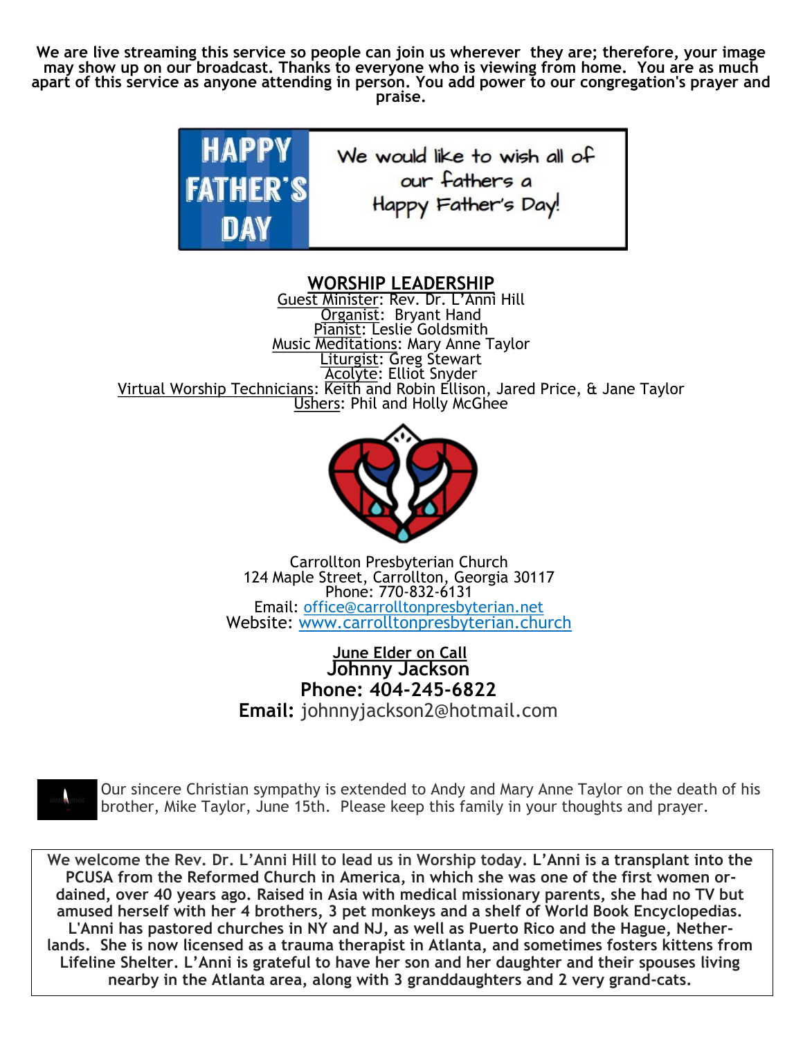**We are live streaming this service so people can join us wherever they are; therefore, your image may show up on our broadcast. Thanks to everyone who is viewing from home. You are as much apart of this service as anyone attending in person. You add power to our congregation's prayer and praise.**

HAPPY FATHER'S DAY

We would like to wish all of our fathers a Happy Father's Day!

## WORSHIP LEADERSHIP

Guest Minister: Rev. Dr. L'Anni Hill
Organist: Bryant Hand
Pianist: Leslie Goldsmith
Music Meditations: Mary Anne Taylor
Liturgist: Greg Stewart
Acolyte: Elliot Snyder
Virtual Worship Technicians: Keith and Robin Ellison, Jared Price, & Jane Taylor
Ushers: Phil and Holly McGhee

Carrollton Presbyterian Church
124 Maple Street, Carrollton, Georgia 30117
Phone: 770-832-6131
Email: office@carrolltonpresbyterian.net
Website: www.carrolltonpresbyterian.church

**June Elder on Call**
**Johnny Jackson**
**Phone: 404-245-6822**
**Email:** johnnyjackson2@hotmail.com

Our sincere Christian sympathy is extended to Andy and Mary Anne Taylor on the death of his brother, Mike Taylor, June 15th. Please keep this family in your thoughts and prayer.

**We welcome the Rev. Dr. L'Anni Hill to lead us in Worship today. L'Anni is a transplant into the PCUSA from the Reformed Church in America, in which she was one of the first women ordained, over 40 years ago. Raised in Asia with medical missionary parents, she had no TV but amused herself with her 4 brothers, 3 pet monkeys and a shelf of World Book Encyclopedias. L'Anni has pastored churches in NY and NJ, as well as Puerto Rico and the Hague, Netherlands. She is now licensed as a trauma therapist in Atlanta, and sometimes fosters kittens from Lifeline Shelter. L'Anni is grateful to have her son and her daughter and their spouses living nearby in the Atlanta area, along with 3 granddaughters and 2 very grand-cats.**